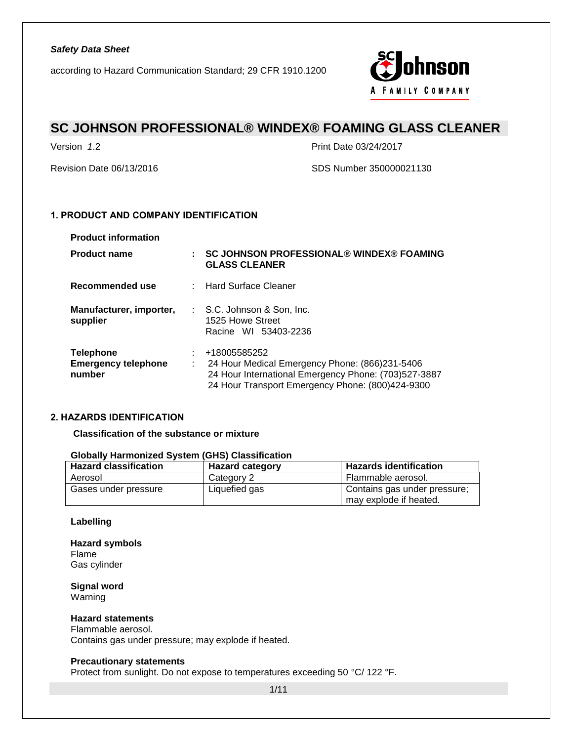*Safety Data Sheet*

according to Hazard Communication Standard; 29 CFR 1910.1200

# SC JOHNSON PROFESSIONAL® WINDEX® FOAMING GLASS CLEANER

Version *1.2* | Print Date 03/24/2017

Revision Date 06/13/2016 | SDS Number 350000021130

## 1. PRODUCT AND COMPANY IDENTIFICATION

**Product information**

**Product name** : **SC JOHNSON PROFESSIONAL® WINDEX® FOAMING GLASS CLEANER**

**Recommended use** : Hard Surface Cleaner

**Manufacturer, importer, supplier** : S.C. Johnson & Son, Inc.
1525 Howe Street
Racine WI 53403-2236

**Telephone** : +18005585252

**Emergency telephone number** : 24 Hour Medical Emergency Phone: (866)231-5406
24 Hour International Emergency Phone: (703)527-3887
24 Hour Transport Emergency Phone: (800)424-9300

## 2. HAZARDS IDENTIFICATION

**Classification of the substance or mixture**

**Globally Harmonized System (GHS) Classification**

| Hazard classification | Hazard category | Hazards identification |
|---|---|---|
| Aerosol | Category 2 | Flammable aerosol. |
| Gases under pressure | Liquefied gas | Contains gas under pressure; may explode if heated. |

**Labelling**

**Hazard symbols**
Flame
Gas cylinder

**Signal word**
Warning

**Hazard statements**
Flammable aerosol.
Contains gas under pressure; may explode if heated.

**Precautionary statements**
Protect from sunlight. Do not expose to temperatures exceeding 50 °C/ 122 °F.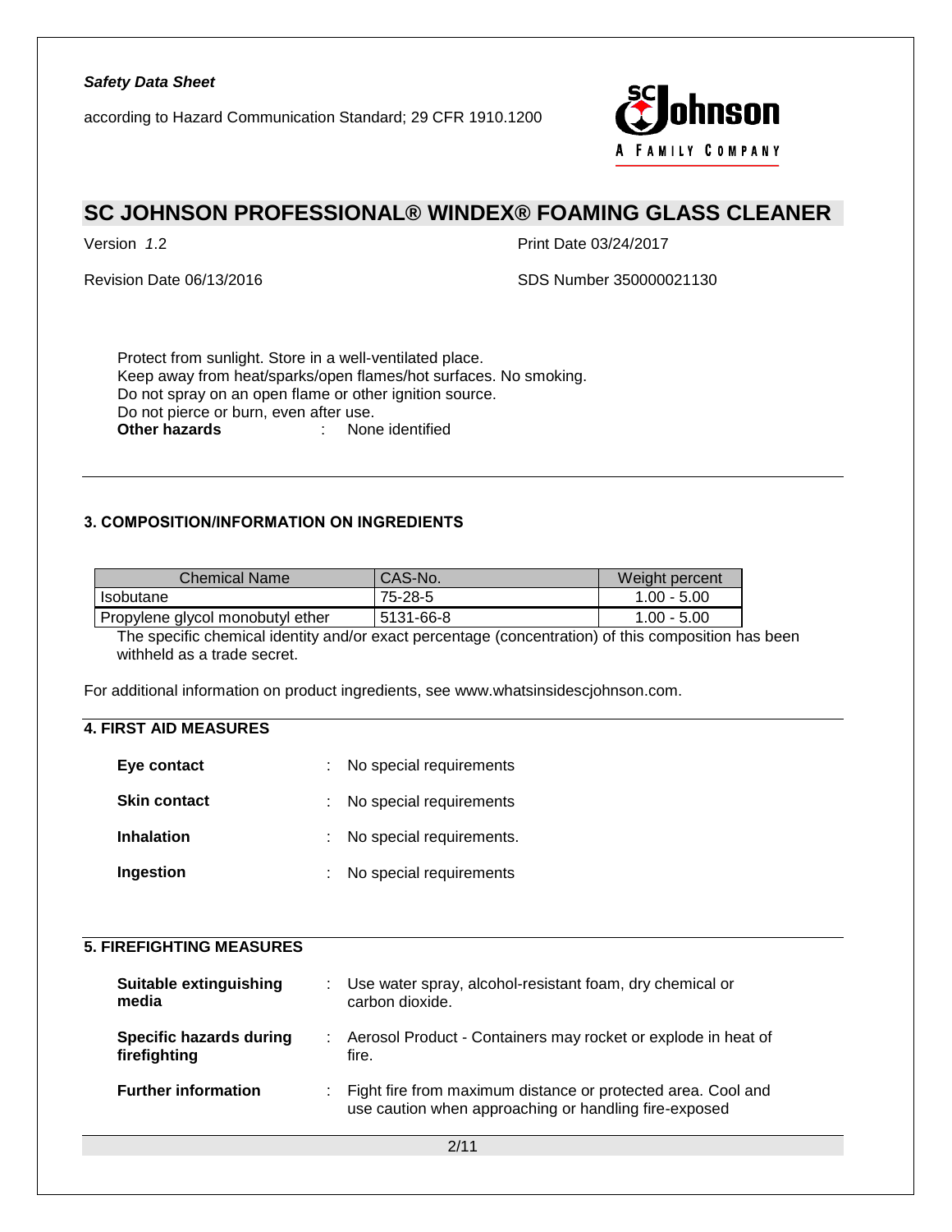Protect from sunlight. Store in a well-ventilated place.
Keep away from heat/sparks/open flames/hot surfaces. No smoking.
Do not spray on an open flame or other ignition source.
Do not pierce or burn, even after use.

**Other hazards** : None identified

## 3. COMPOSITION/INFORMATION ON INGREDIENTS

| Chemical Name | CAS-No. | Weight percent |
| --- | --- | --- |
| Isobutane | 75-28-5 | 1.00 - 5.00 |
| Propylene glycol monobutyl ether | 5131-66-8 | 1.00 - 5.00 |

The specific chemical identity and/or exact percentage (concentration) of this composition has been withheld as a trade secret.

For additional information on product ingredients, see www.whatsinsidescjohnson.com.

## 4. FIRST AID MEASURES

**Eye contact** : No special requirements

**Skin contact** : No special requirements

**Inhalation** : No special requirements.

**Ingestion** : No special requirements

## 5. FIREFIGHTING MEASURES

**Suitable extinguishing media** : Use water spray, alcohol-resistant foam, dry chemical or carbon dioxide.

**Specific hazards during firefighting** : Aerosol Product - Containers may rocket or explode in heat of fire.

**Further information** : Fight fire from maximum distance or protected area. Cool and use caution when approaching or handling fire-exposed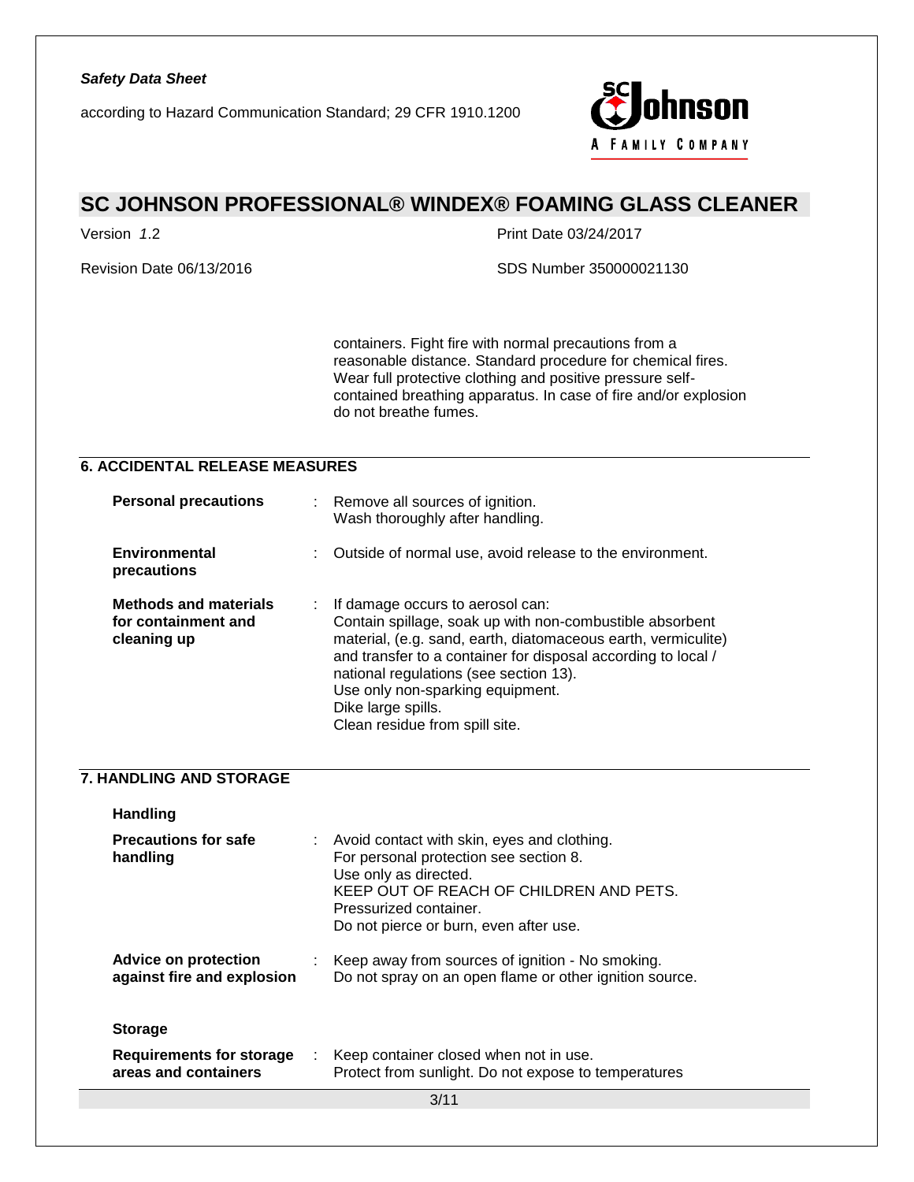containers. Fight fire with normal precautions from a reasonable distance. Standard procedure for chemical fires. Wear full protective clothing and positive pressure self-contained breathing apparatus. In case of fire and/or explosion do not breathe fumes.

## 6. ACCIDENTAL RELEASE MEASURES

**Personal precautions** : Remove all sources of ignition.
Wash thoroughly after handling.

**Environmental precautions** : Outside of normal use, avoid release to the environment.

**Methods and materials for containment and cleaning up** : If damage occurs to aerosol can:
Contain spillage, soak up with non-combustible absorbent material, (e.g. sand, earth, diatomaceous earth, vermiculite) and transfer to a container for disposal according to local / national regulations (see section 13).
Use only non-sparking equipment.
Dike large spills.
Clean residue from spill site.

## 7. HANDLING AND STORAGE

**Handling**

**Precautions for safe handling** : Avoid contact with skin, eyes and clothing.
For personal protection see section 8.
Use only as directed.
KEEP OUT OF REACH OF CHILDREN AND PETS.
Pressurized container.
Do not pierce or burn, even after use.

**Advice on protection against fire and explosion** : Keep away from sources of ignition - No smoking.
Do not spray on an open flame or other ignition source.

**Storage**

**Requirements for storage areas and containers** : Keep container closed when not in use.
Protect from sunlight. Do not expose to temperatures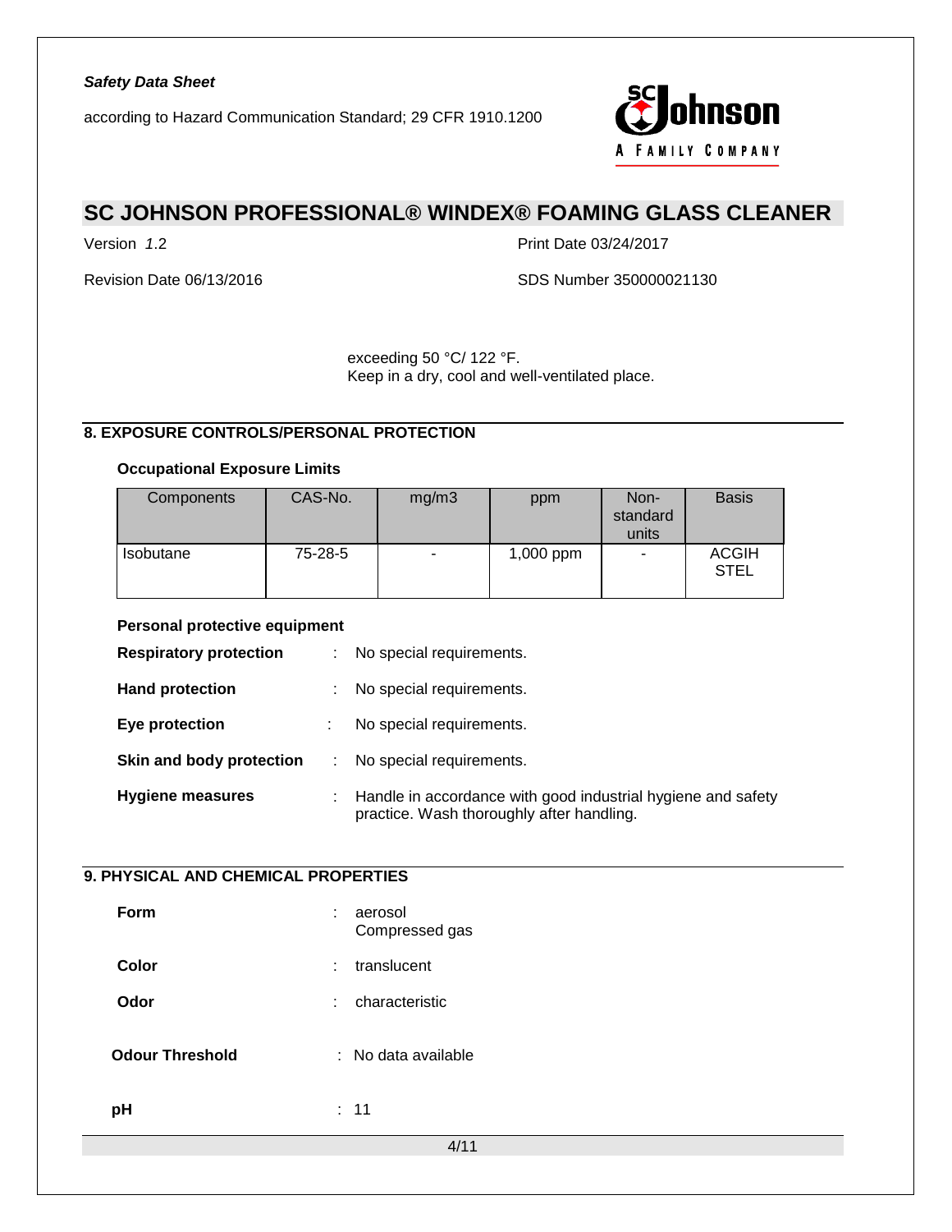exceeding 50 °C/ 122 °F.
Keep in a dry, cool and well-ventilated place.

## 8. EXPOSURE CONTROLS/PERSONAL PROTECTION

### Occupational Exposure Limits

| Components | CAS-No. | mg/m3 | ppm | Non-standard units | Basis |
|---|---|---|---|---|---|
| Isobutane | 75-28-5 | - | 1,000 ppm | - | ACGIH STEL |

### Personal protective equipment

**Respiratory protection** : No special requirements.

**Hand protection** : No special requirements.

**Eye protection** : No special requirements.

**Skin and body protection** : No special requirements.

**Hygiene measures** : Handle in accordance with good industrial hygiene and safety practice. Wash thoroughly after handling.

## 9. PHYSICAL AND CHEMICAL PROPERTIES

**Form** : aerosol
Compressed gas

**Color** : translucent

**Odor** : characteristic

**Odour Threshold** : No data available

**pH** : 11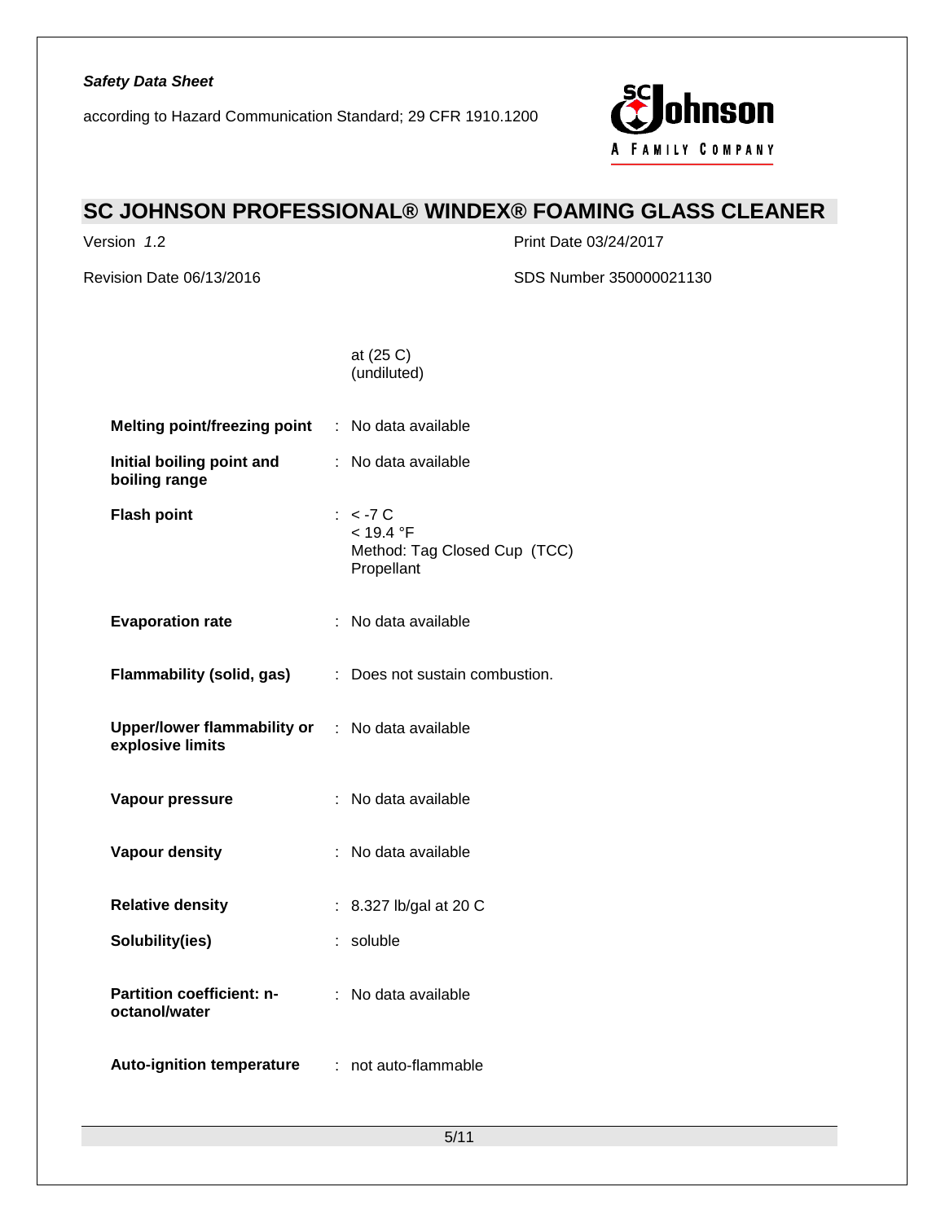at (25 C)
(undiluted)

| | | |
|---|---|---|
| **Melting point/freezing point** | : | No data available |
| **Initial boiling point and boiling range** | : | No data available |
| **Flash point** | : | < -7 C<br>< 19.4 °F<br>Method: Tag Closed Cup (TCC)<br>Propellant |
| **Evaporation rate** | : | No data available |
| **Flammability (solid, gas)** | : | Does not sustain combustion. |
| **Upper/lower flammability or explosive limits** | : | No data available |
| **Vapour pressure** | : | No data available |
| **Vapour density** | : | No data available |
| **Relative density** | : | 8.327 lb/gal at 20 C |
| **Solubility(ies)** | : | soluble |
| **Partition coefficient: n-octanol/water** | : | No data available |
| **Auto-ignition temperature** | : | not auto-flammable |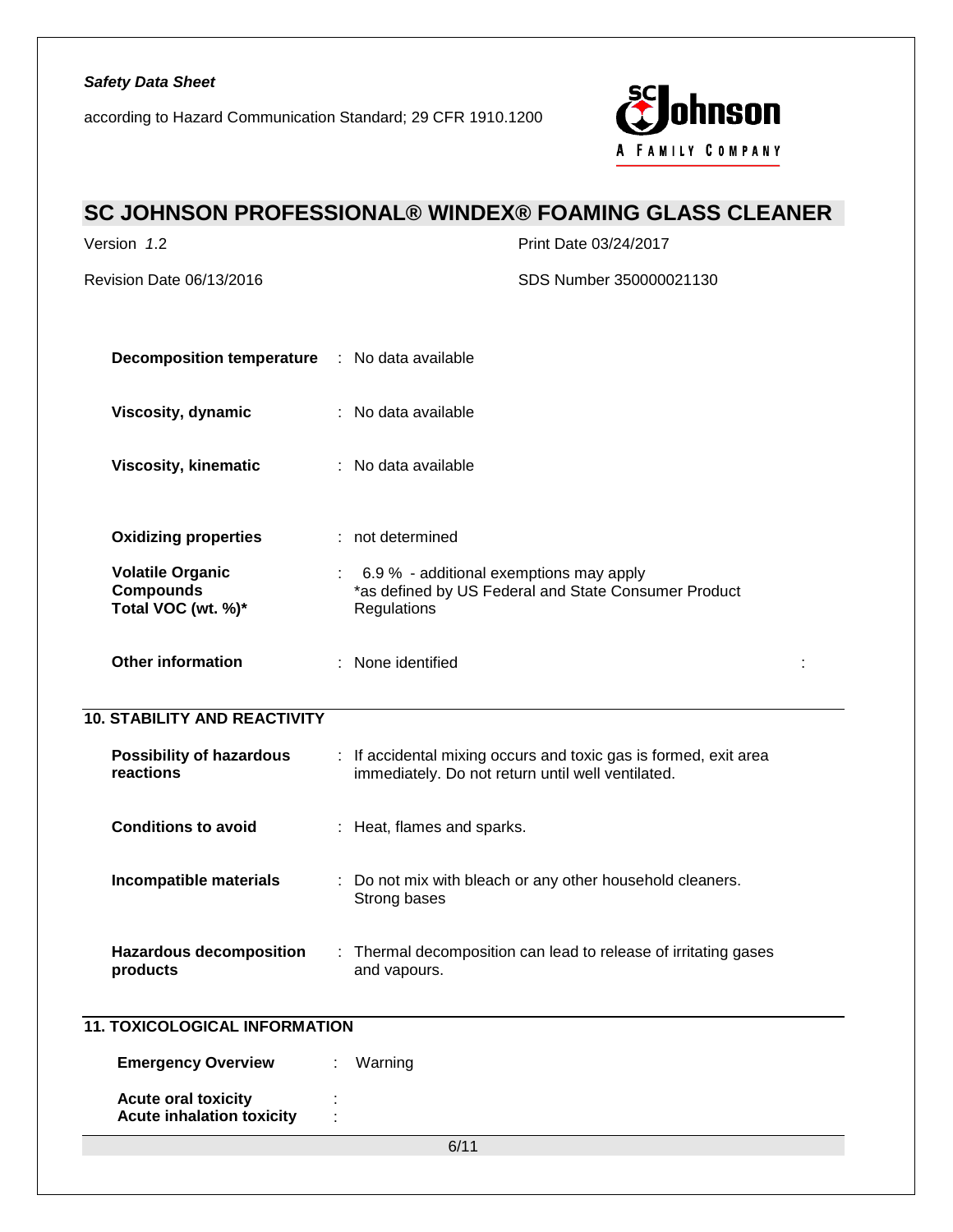| | | |
|---|---|---|
| **Decomposition temperature** | : | No data available |
| **Viscosity, dynamic** | : | No data available |
| **Viscosity, kinematic** | : | No data available |
| **Oxidizing properties** | : | not determined |
| **Volatile Organic Compounds Total VOC (wt. %)*** | : | 6.9 % - additional exemptions may apply *as defined by US Federal and State Consumer Product Regulations |
| **Other information** | : | None identified |

## 10. STABILITY AND REACTIVITY

| | | |
|---|---|---|
| **Possibility of hazardous reactions** | : | If accidental mixing occurs and toxic gas is formed, exit area immediately. Do not return until well ventilated. |
| **Conditions to avoid** | : | Heat, flames and sparks. |
| **Incompatible materials** | : | Do not mix with bleach or any other household cleaners. Strong bases |
| **Hazardous decomposition products** | : | Thermal decomposition can lead to release of irritating gases and vapours. |

## 11. TOXICOLOGICAL INFORMATION

| | | |
|---|---|---|
| **Emergency Overview** | : | Warning |
| **Acute oral toxicity** | : | |
| **Acute inhalation toxicity** | : | |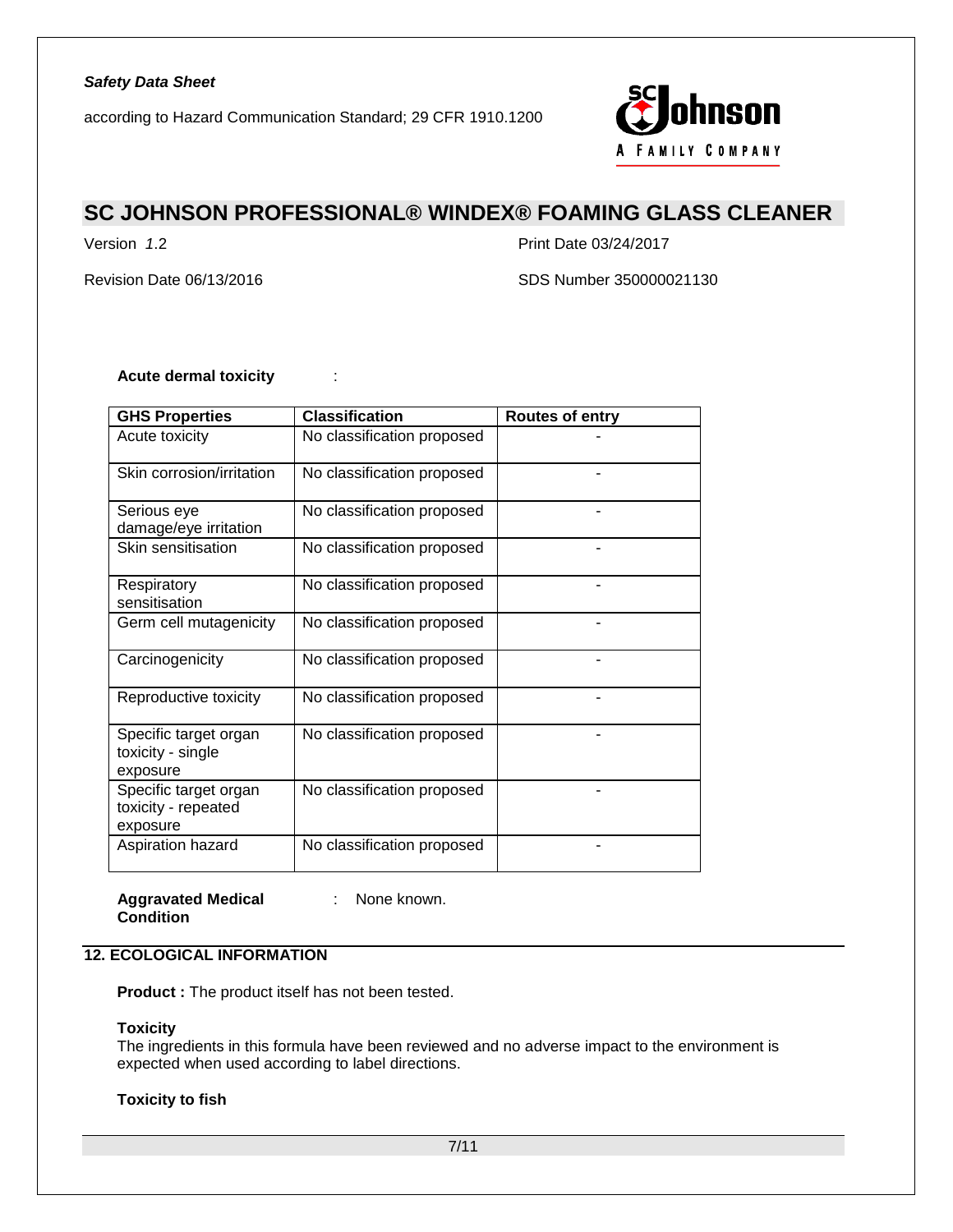**Acute dermal toxicity** :

| GHS Properties | Classification | Routes of entry |
|---|---|---|
| Acute toxicity | No classification proposed | - |
| Skin corrosion/irritation | No classification proposed | - |
| Serious eye damage/eye irritation | No classification proposed | - |
| Skin sensitisation | No classification proposed | - |
| Respiratory sensitisation | No classification proposed | - |
| Germ cell mutagenicity | No classification proposed | - |
| Carcinogenicity | No classification proposed | - |
| Reproductive toxicity | No classification proposed | - |
| Specific target organ toxicity - single exposure | No classification proposed | - |
| Specific target organ toxicity - repeated exposure | No classification proposed | - |
| Aspiration hazard | No classification proposed | - |

**Aggravated Medical Condition** : None known.

## 12. ECOLOGICAL INFORMATION

**Product :** The product itself has not been tested.

**Toxicity**
The ingredients in this formula have been reviewed and no adverse impact to the environment is expected when used according to label directions.

**Toxicity to fish**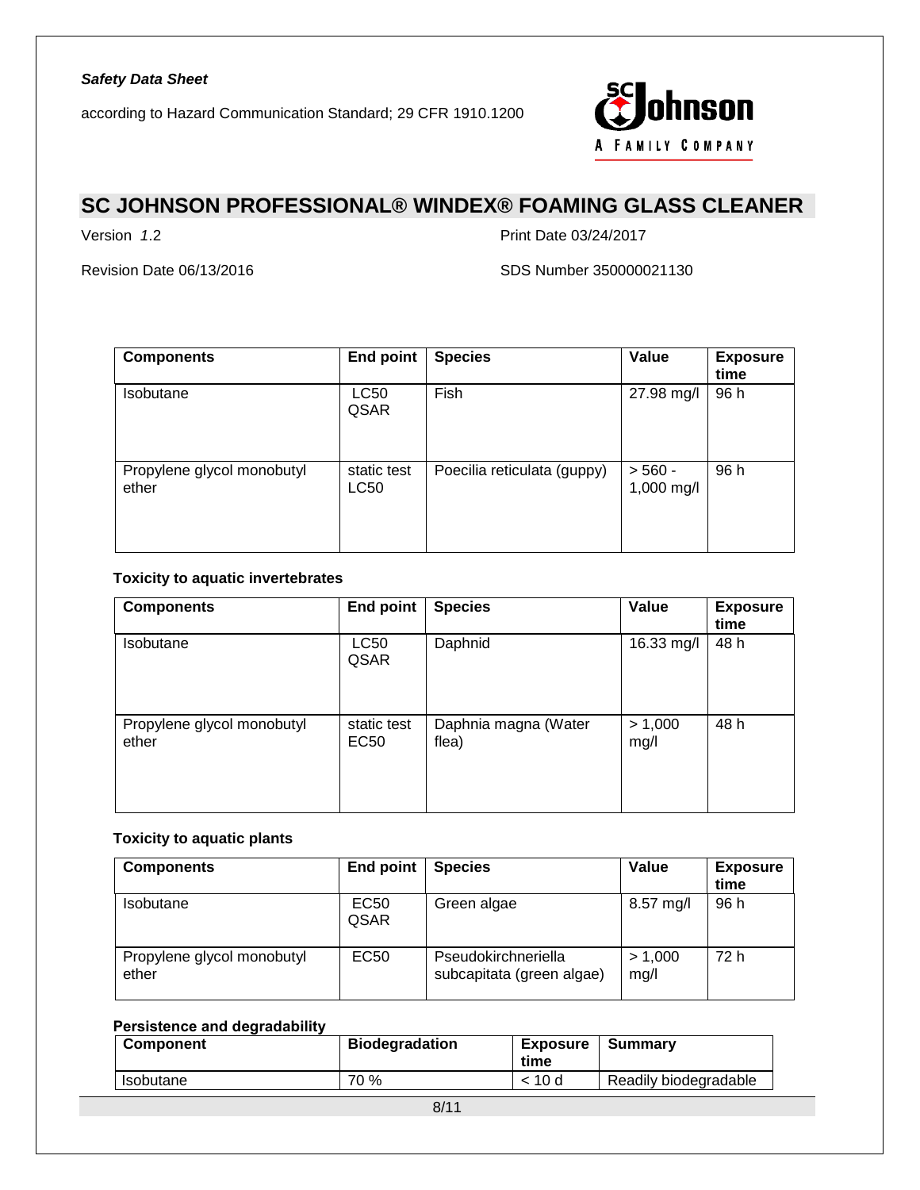| Components | End point | Species | Value | Exposure time |
|---|---|---|---|---|
| Isobutane | LC50 QSAR | Fish | 27.98 mg/l | 96 h |
| Propylene glycol monobutyl ether | static test LC50 | Poecilia reticulata (guppy) | > 560 - 1,000 mg/l | 96 h |

**Toxicity to aquatic invertebrates**

| Components | End point | Species | Value | Exposure time |
|---|---|---|---|---|
| Isobutane | LC50 QSAR | Daphnid | 16.33 mg/l | 48 h |
| Propylene glycol monobutyl ether | static test EC50 | Daphnia magna (Water flea) | > 1,000 mg/l | 48 h |

**Toxicity to aquatic plants**

| Components | End point | Species | Value | Exposure time |
|---|---|---|---|---|
| Isobutane | EC50 QSAR | Green algae | 8.57 mg/l | 96 h |
| Propylene glycol monobutyl ether | EC50 | Pseudokirchneriella subcapitata (green algae) | > 1,000 mg/l | 72 h |

**Persistence and degradability**

| Component | Biodegradation | Exposure time | Summary |
|---|---|---|---|
| Isobutane | 70 % | < 10 d | Readily biodegradable |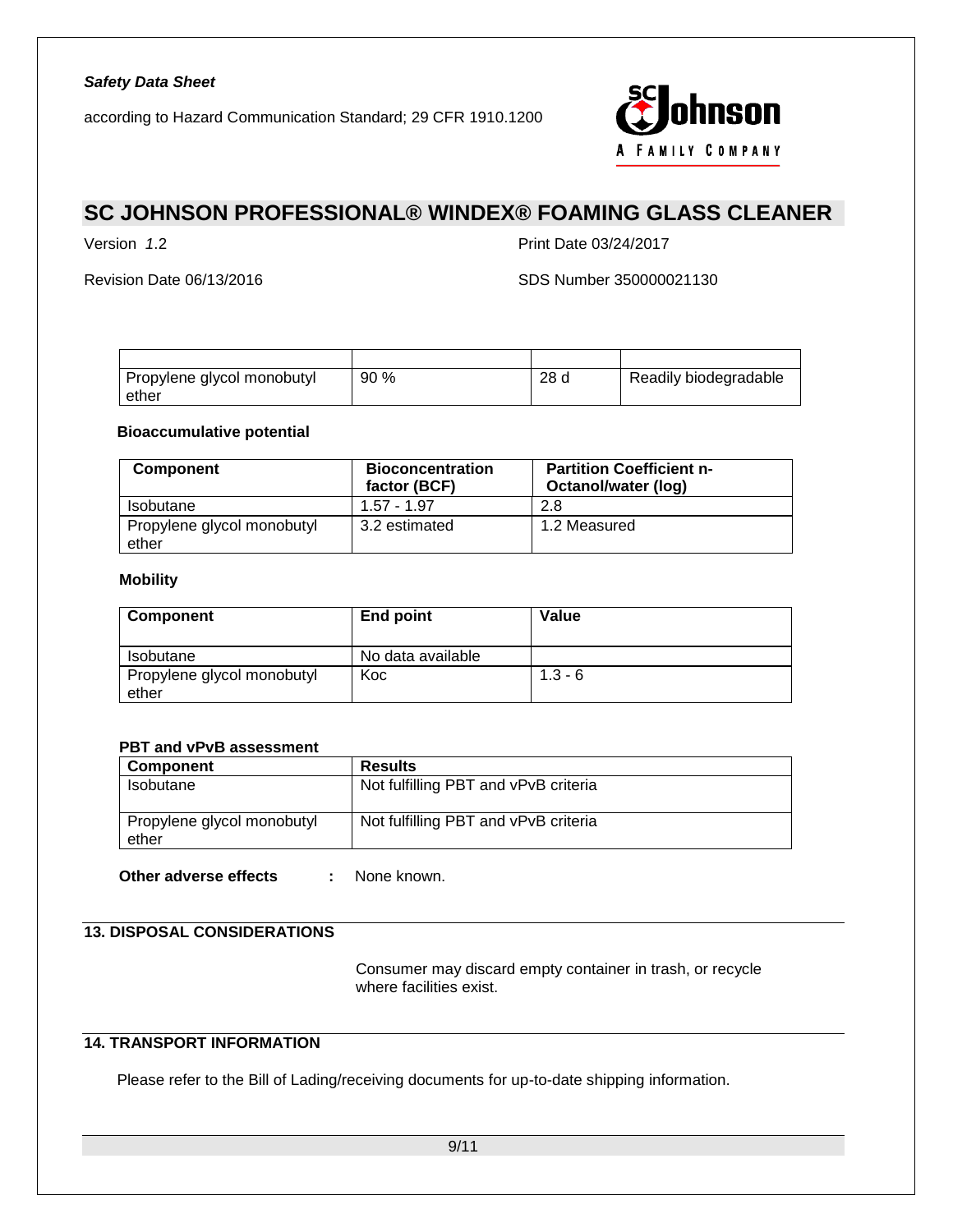| | | | |
|---|---|---|---|
| Propylene glycol monobutyl ether | 90 % | 28 d | Readily biodegradable |

**Bioaccumulative potential**

| Component | Bioconcentration factor (BCF) | Partition Coefficient n-Octanol/water (log) |
|---|---|---|
| Isobutane | 1.57 - 1.97 | 2.8 |
| Propylene glycol monobutyl ether | 3.2 estimated | 1.2 Measured |

**Mobility**

| Component | End point | Value |
|---|---|---|
| Isobutane | No data available | |
| Propylene glycol monobutyl ether | Koc | 1.3 - 6 |

**PBT and vPvB assessment**

| Component | Results |
|---|---|
| Isobutane | Not fulfilling PBT and vPvB criteria |
| Propylene glycol monobutyl ether | Not fulfilling PBT and vPvB criteria |

**Other adverse effects** : None known.

## 13. DISPOSAL CONSIDERATIONS

Consumer may discard empty container in trash, or recycle where facilities exist.

## 14. TRANSPORT INFORMATION

Please refer to the Bill of Lading/receiving documents for up-to-date shipping information.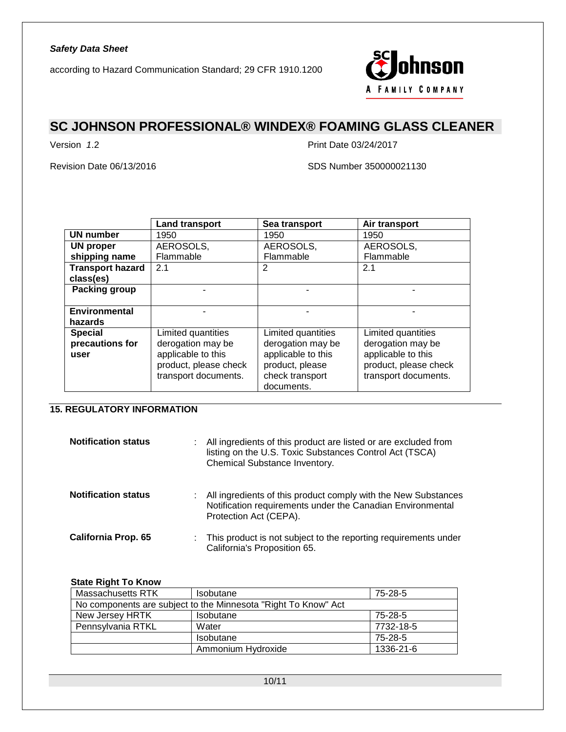| | Land transport | Sea transport | Air transport |
|---|---|---|---|
| **UN number** | 1950 | 1950 | 1950 |
| **UN proper shipping name** | AEROSOLS, Flammable | AEROSOLS, Flammable | AEROSOLS, Flammable |
| **Transport hazard class(es)** | 2.1 | 2 | 2.1 |
| **Packing group** | - | - | - |
| **Environmental hazards** | - | - | - |
| **Special precautions for user** | Limited quantities derogation may be applicable to this product, please check transport documents. | Limited quantities derogation may be applicable to this product, please check transport documents. | Limited quantities derogation may be applicable to this product, please check transport documents. |

## 15. REGULATORY INFORMATION

**Notification status** : All ingredients of this product are listed or are excluded from listing on the U.S. Toxic Substances Control Act (TSCA) Chemical Substance Inventory.

**Notification status** : All ingredients of this product comply with the New Substances Notification requirements under the Canadian Environmental Protection Act (CEPA).

**California Prop. 65** : This product is not subject to the reporting requirements under California's Proposition 65.

**State Right To Know**

| | | |
|---|---|---|
| Massachusetts RTK | Isobutane | 75-28-5 |
| No components are subject to the Minnesota "Right To Know" Act | | |
| New Jersey HRTK | Isobutane | 75-28-5 |
| Pennsylvania RTKL | Water | 7732-18-5 |
| | Isobutane | 75-28-5 |
| | Ammonium Hydroxide | 1336-21-6 |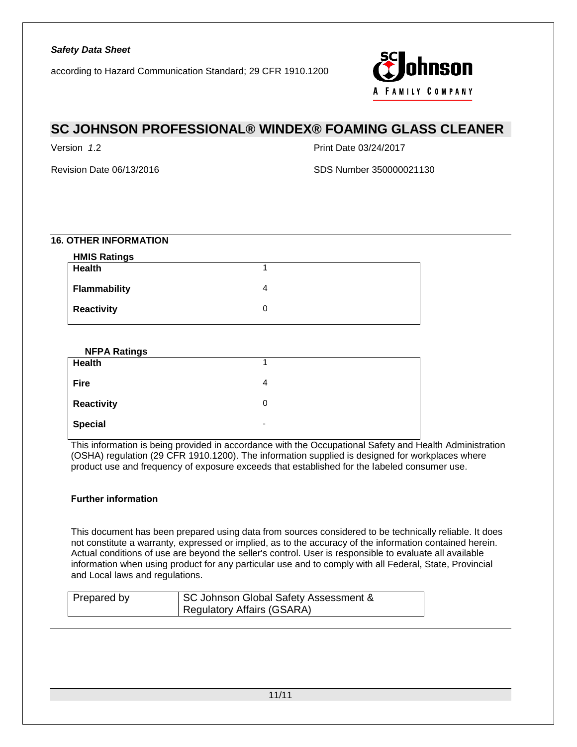## 16. OTHER INFORMATION

**HMIS Ratings**

| | |
|---|---|
| **Health** | 1 |
| **Flammability** | 4 |
| **Reactivity** | 0 |

**NFPA Ratings**

| | |
|---|---|
| **Health** | 1 |
| **Fire** | 4 |
| **Reactivity** | 0 |
| **Special** | - |

This information is being provided in accordance with the Occupational Safety and Health Administration (OSHA) regulation (29 CFR 1910.1200). The information supplied is designed for workplaces where product use and frequency of exposure exceeds that established for the labeled consumer use.

**Further information**

This document has been prepared using data from sources considered to be technically reliable. It does not constitute a warranty, expressed or implied, as to the accuracy of the information contained herein. Actual conditions of use are beyond the seller's control. User is responsible to evaluate all available information when using product for any particular use and to comply with all Federal, State, Provincial and Local laws and regulations.

| | |
|---|---|
| Prepared by | SC Johnson Global Safety Assessment & Regulatory Affairs (GSARA) |